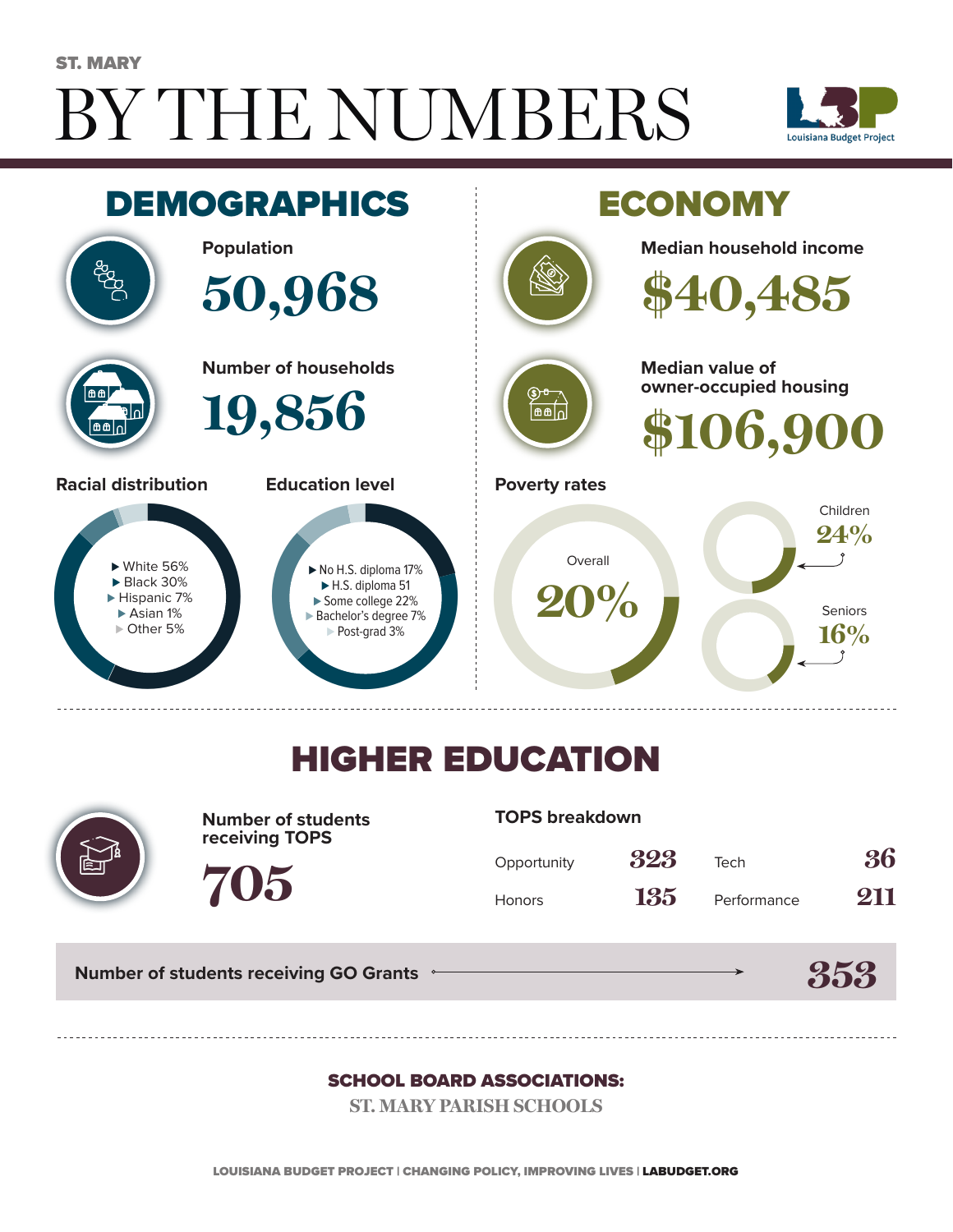ST. MARY

# BY THE NUMBERS

Louisiana Budget Project

## DEMOGRAPHICS

**Population**

**50,968**

**Number of households**

**19,856**

**Racial distribution**

- White 56%
- Black 30%
- Hispanic 7%
- Asian 1%
- Other 5%

**Education level**

- No H.S. diploma 17%
- H.S. diploma 51
- Some college 22%
- Bachelor's degree 7%
- Post-grad 3%

## ECONOMY

**Median household income**

**$40,485**

**Median value of owner-occupied housing**

**$106,900**

**Poverty rates**

- Overall 20%
- Children 24%
- Seniors 16%

## HIGHER EDUCATION

**Number of students receiving TOPS**

**705**

**TOPS breakdown**

| | | | |
|---|---|---|---|
| Opportunity | 323 | Tech | 36 |
| Honors | 135 | Performance | 211 |

**Number of students receiving GO Grants** → **353**

### SCHOOL BOARD ASSOCIATIONS:

ST. MARY PARISH SCHOOLS

LOUISIANA BUDGET PROJECT | CHANGING POLICY, IMPROVING LIVES | LABUDGET.ORG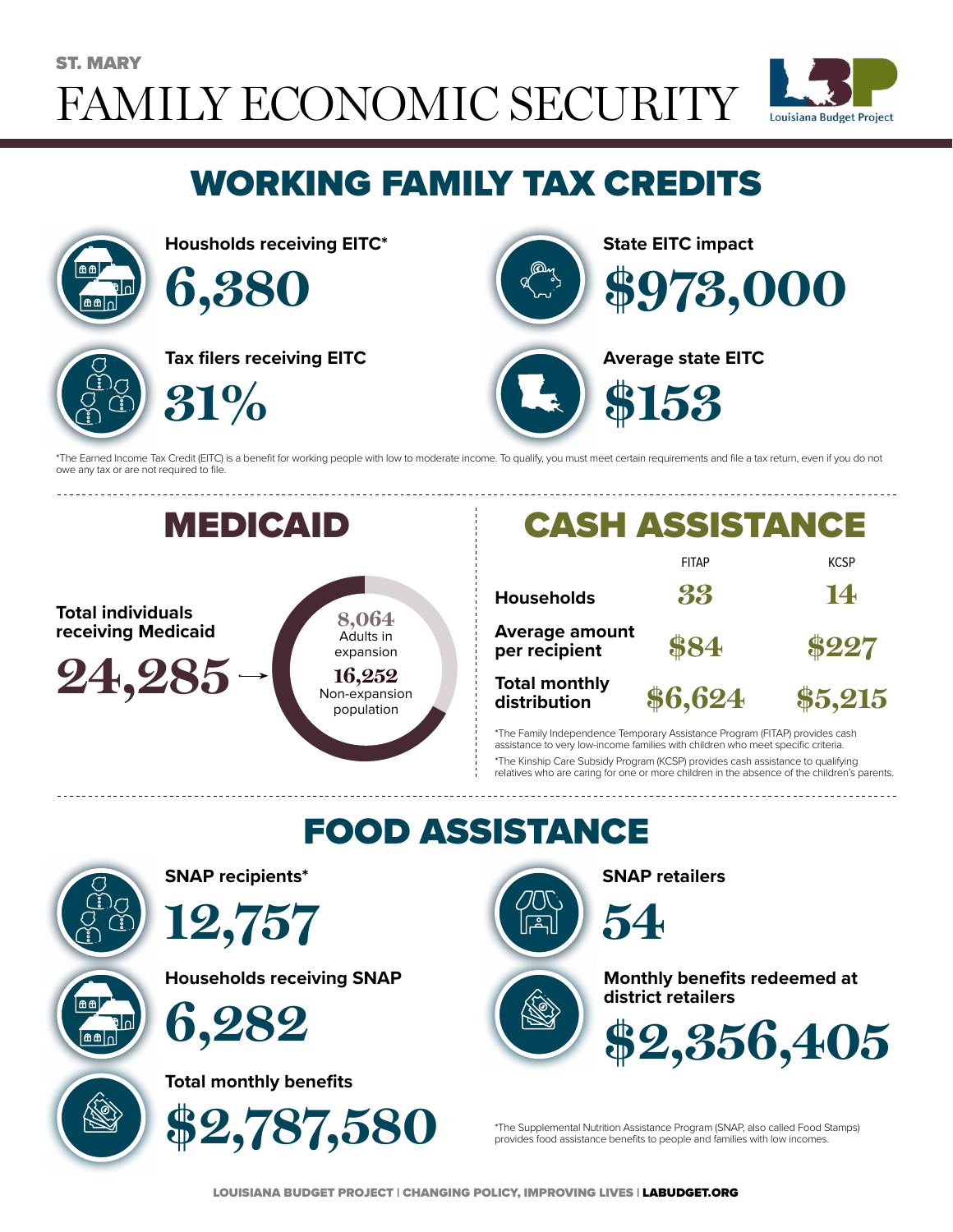ST. MARY

# FAMILY ECONOMIC SECURITY

Louisiana Budget Project

## WORKING FAMILY TAX CREDITS

**Households receiving EITC***

**6,380**

**State EITC impact**

**$973,000**

**Tax filers receiving EITC**

**31%**

**Average state EITC**

**$153**

*The Earned Income Tax Credit (EITC) is a benefit for working people with low to moderate income. To qualify, you must meet certain requirements and file a tax return, even if you do not owe any tax or are not required to file.

## MEDICAID

**Total individuals receiving Medicaid**

**24,285**

8,064
Adults in expansion

16,252
Non-expansion population

## CASH ASSISTANCE

| | FITAP | KCSP |
|---|---|---|
| Households | 33 | 14 |
| Average amount per recipient | $84 | $227 |
| Total monthly distribution | $6,624 | $5,215 |

*The Family Independence Temporary Assistance Program (FITAP) provides cash assistance to very low-income families with children who meet specific criteria.

*The Kinship Care Subsidy Program (KCSP) provides cash assistance to qualifying relatives who are caring for one or more children in the absence of the children's parents.

## FOOD ASSISTANCE

**SNAP recipients***

**12,757**

**Households receiving SNAP**

**6,282**

**Total monthly benefits**

**$2,787,580**

**SNAP retailers**

**54**

**Monthly benefits redeemed at district retailers**

**$2,356,405**

*The Supplemental Nutrition Assistance Program (SNAP, also called Food Stamps) provides food assistance benefits to people and families with low incomes.

LOUISIANA BUDGET PROJECT | CHANGING POLICY, IMPROVING LIVES | LABUDGET.ORG